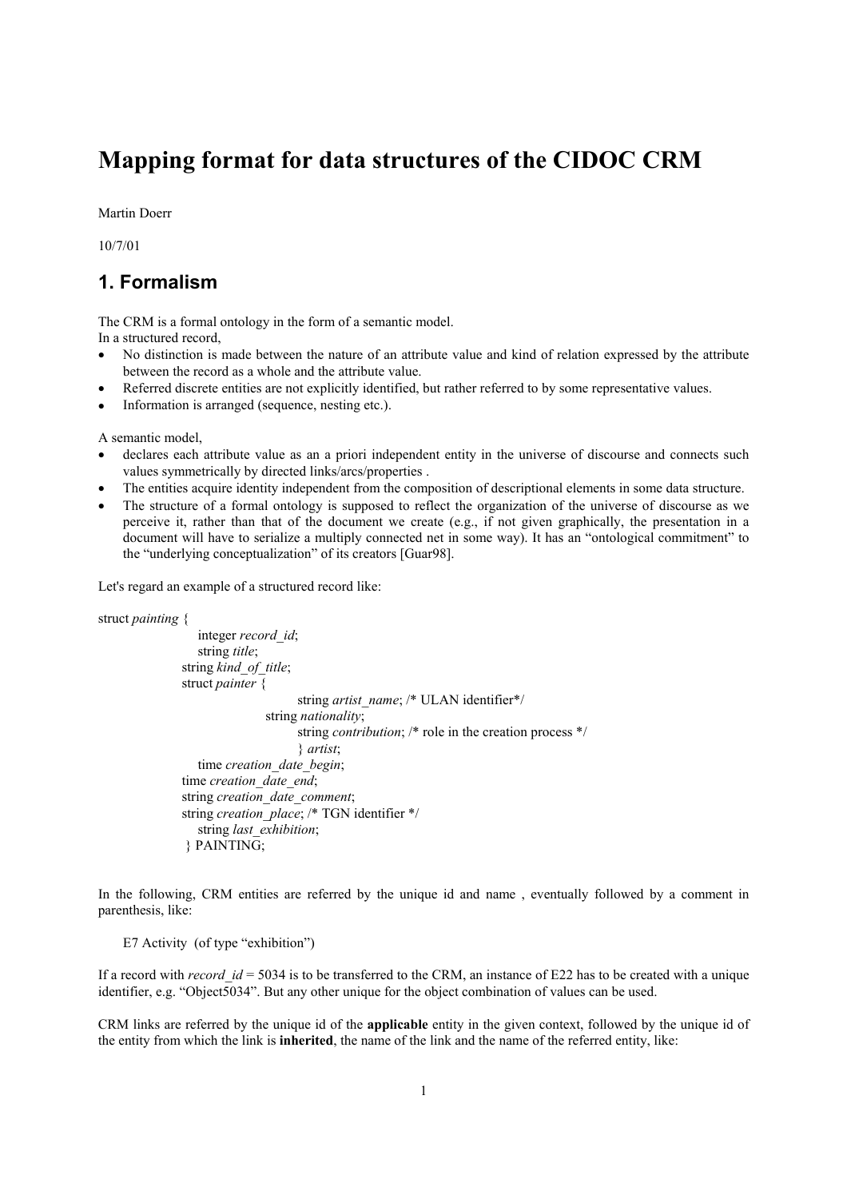# Mapping format for data structures of the CIDOC CRM

Martin Doerr

10/7/01

## 1. Formalism

The CRM is a formal ontology in the form of a semantic model.
In a structured record,

- No distinction is made between the nature of an attribute value and kind of relation expressed by the attribute between the record as a whole and the attribute value.
- Referred discrete entities are not explicitly identified, but rather referred to by some representative values.
- Information is arranged (sequence, nesting etc.).

A semantic model,

- declares each attribute value as an a priori independent entity in the universe of discourse and connects such values symmetrically by directed links/arcs/properties .
- The entities acquire identity independent from the composition of descriptional elements in some data structure.
- The structure of a formal ontology is supposed to reflect the organization of the universe of discourse as we perceive it, rather than that of the document we create (e.g., if not given graphically, the presentation in a document will have to serialize a multiply connected net in some way). It has an "ontological commitment" to the "underlying conceptualization" of its creators [Guar98].

Let's regard an example of a structured record like:

```
struct painting {
        integer record_id;
        string title;
    string kind_of_title;
    struct painter {
            string artist_name; /* ULAN identifier*/
        string nationality;
            string contribution; /* role in the creation process */
            } artist;
        time creation_date_begin;
    time creation_date_end;
    string creation_date_comment;
    string creation_place; /* TGN identifier */
        string last_exhibition;
    } PAINTING;
```

In the following, CRM entities are referred by the unique id and name , eventually followed by a comment in parenthesis, like:

E7 Activity (of type "exhibition")

If a record with *record_id* = 5034 is to be transferred to the CRM, an instance of E22 has to be created with a unique identifier, e.g. "Object5034". But any other unique for the object combination of values can be used.

CRM links are referred by the unique id of the **applicable** entity in the given context, followed by the unique id of the entity from which the link is **inherited**, the name of the link and the name of the referred entity, like: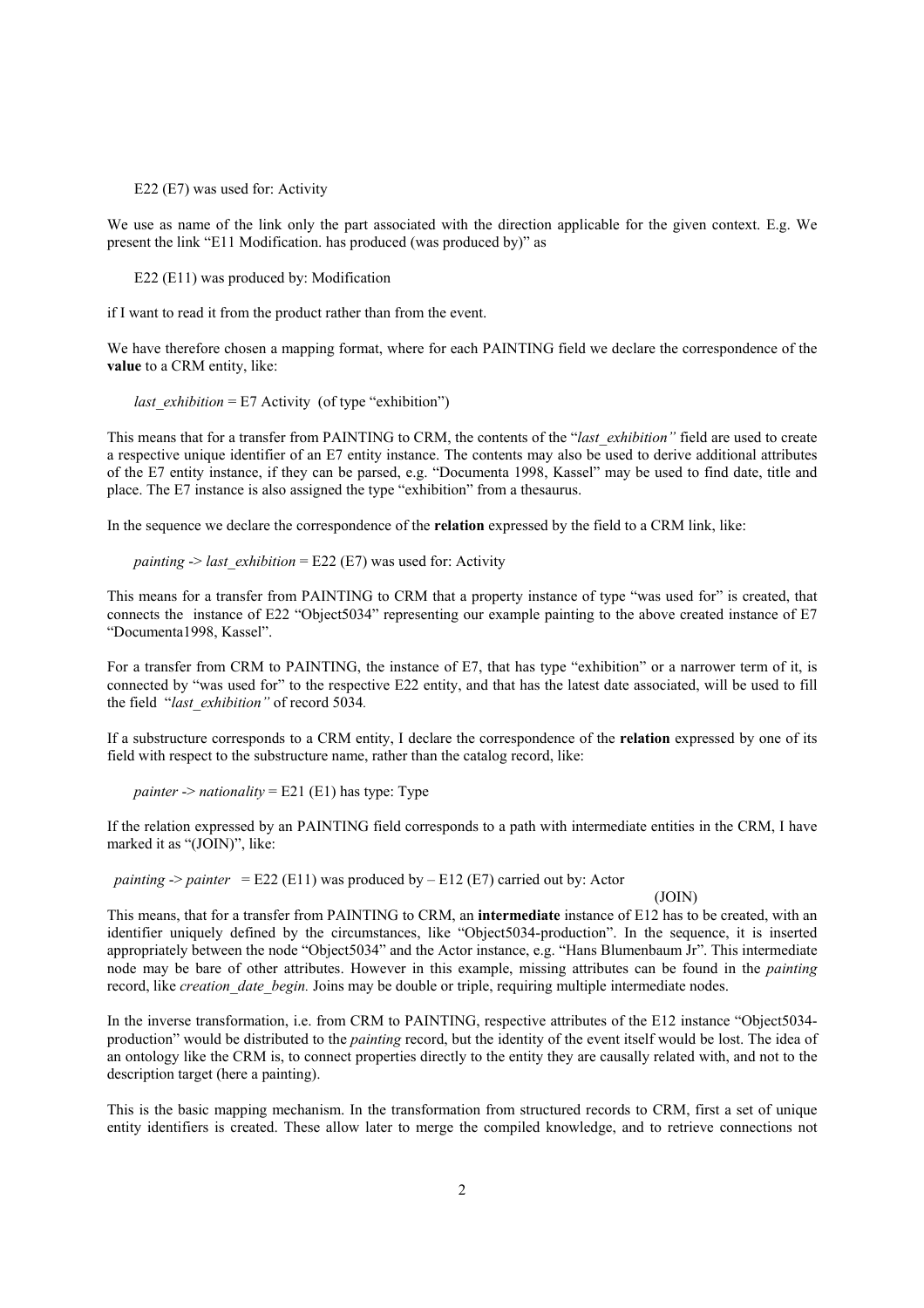E22 (E7) was used for: Activity

We use as name of the link only the part associated with the direction applicable for the given context. E.g. We present the link "E11 Modification. has produced (was produced by)" as

E22 (E11) was produced by: Modification

if I want to read it from the product rather than from the event.

We have therefore chosen a mapping format, where for each PAINTING field we declare the correspondence of the **value** to a CRM entity, like:

*last_exhibition* = E7 Activity (of type "exhibition")

This means that for a transfer from PAINTING to CRM, the contents of the "*last_exhibition"* field are used to create a respective unique identifier of an E7 entity instance. The contents may also be used to derive additional attributes of the E7 entity instance, if they can be parsed, e.g. "Documenta 1998, Kassel" may be used to find date, title and place. The E7 instance is also assigned the type "exhibition" from a thesaurus.

In the sequence we declare the correspondence of the **relation** expressed by the field to a CRM link, like:

*painting* -> *last_exhibition* = E22 (E7) was used for: Activity

This means for a transfer from PAINTING to CRM that a property instance of type "was used for" is created, that connects the instance of E22 "Object5034" representing our example painting to the above created instance of E7 "Documenta1998, Kassel".

For a transfer from CRM to PAINTING, the instance of E7, that has type "exhibition" or a narrower term of it, is connected by "was used for" to the respective E22 entity, and that has the latest date associated, will be used to fill the field "*last_exhibition"* of record 5034*.*

If a substructure corresponds to a CRM entity, I declare the correspondence of the **relation** expressed by one of its field with respect to the substructure name, rather than the catalog record, like:

*painter* -> *nationality* = E21 (E1) has type: Type

If the relation expressed by an PAINTING field corresponds to a path with intermediate entities in the CRM, I have marked it as "(JOIN)", like:

*painting* -> *painter* = E22 (E11) was produced by – E12 (E7) carried out by: Actor (JOIN)

This means, that for a transfer from PAINTING to CRM, an **intermediate** instance of E12 has to be created, with an identifier uniquely defined by the circumstances, like "Object5034-production". In the sequence, it is inserted appropriately between the node "Object5034" and the Actor instance, e.g. "Hans Blumenbaum Jr". This intermediate node may be bare of other attributes. However in this example, missing attributes can be found in the *painting* record, like *creation_date_begin.* Joins may be double or triple, requiring multiple intermediate nodes.

In the inverse transformation, i.e. from CRM to PAINTING, respective attributes of the E12 instance "Object5034-production" would be distributed to the *painting* record, but the identity of the event itself would be lost. The idea of an ontology like the CRM is, to connect properties directly to the entity they are causally related with, and not to the description target (here a painting).

This is the basic mapping mechanism. In the transformation from structured records to CRM, first a set of unique entity identifiers is created. These allow later to merge the compiled knowledge, and to retrieve connections not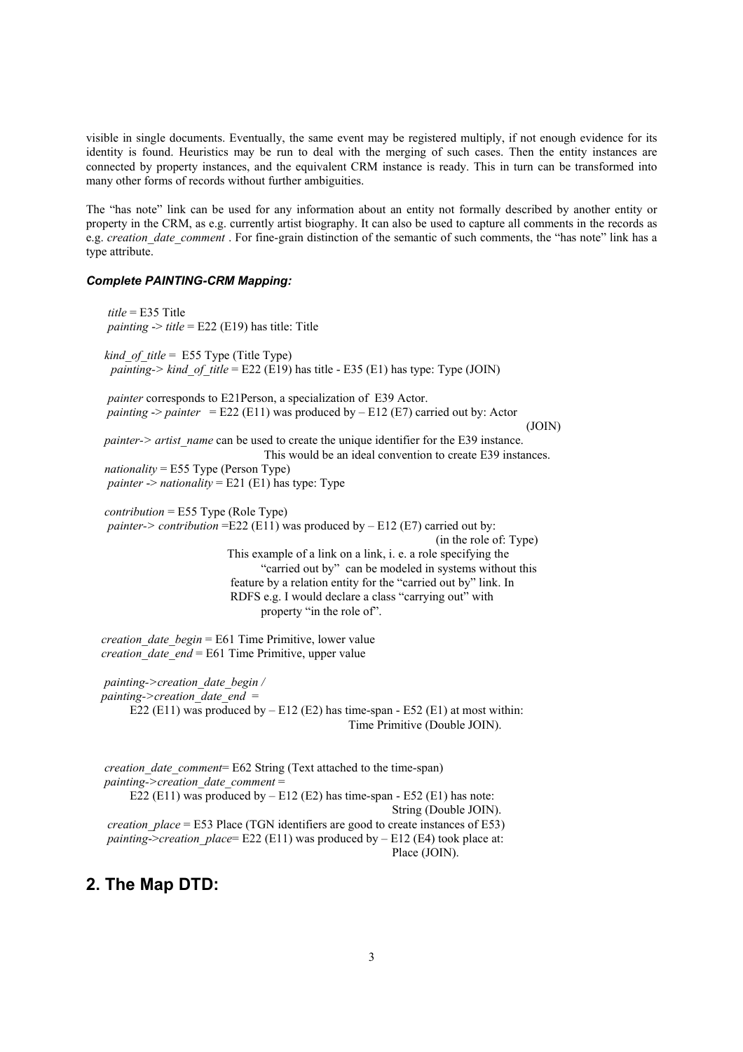visible in single documents. Eventually, the same event may be registered multiply, if not enough evidence for its identity is found. Heuristics may be run to deal with the merging of such cases. Then the entity instances are connected by property instances, and the equivalent CRM instance is ready. This in turn can be transformed into many other forms of records without further ambiguities.

The "has note" link can be used for any information about an entity not formally described by another entity or property in the CRM, as e.g. currently artist biography. It can also be used to capture all comments in the records as e.g. *creation_date_comment* . For fine-grain distinction of the semantic of such comments, the "has note" link has a type attribute.

***Complete PAINTING-CRM Mapping:***

*title* = E35 Title
*painting -> title* = E22 (E19) has title: Title

*kind_of_title* = E55 Type (Title Type)
*painting-> kind_of_title* = E22 (E19) has title - E35 (E1) has type: Type (JOIN)

*painter* corresponds to E21Person, a specialization of E39 Actor.
*painting -> painter* = E22 (E11) was produced by – E12 (E7) carried out by: Actor (JOIN)
*painter-> artist_name* can be used to create the unique identifier for the E39 instance. This would be an ideal convention to create E39 instances.
*nationality* = E55 Type (Person Type)
*painter -> nationality* = E21 (E1) has type: Type

*contribution* = E55 Type (Role Type)
*painter-> contribution* =E22 (E11) was produced by – E12 (E7) carried out by: (in the role of: Type)
This example of a link on a link, i. e. a role specifying the "carried out by" can be modeled in systems without this feature by a relation entity for the "carried out by" link. In RDFS e.g. I would declare a class "carrying out" with property "in the role of".

*creation_date_begin* = E61 Time Primitive, lower value
*creation_date_end* = E61 Time Primitive, upper value

*painting->creation_date_begin /*
*painting->creation_date_end* =
E22 (E11) was produced by – E12 (E2) has time-span - E52 (E1) at most within: Time Primitive (Double JOIN).

*creation_date_comment*= E62 String (Text attached to the time-span)
*painting->creation_date_comment* =
E22 (E11) was produced by – E12 (E2) has time-span - E52 (E1) has note: String (Double JOIN).
*creation_place* = E53 Place (TGN identifiers are good to create instances of E53)
*painting->creation_place*= E22 (E11) was produced by – E12 (E4) took place at: Place (JOIN).

## 2. The Map DTD: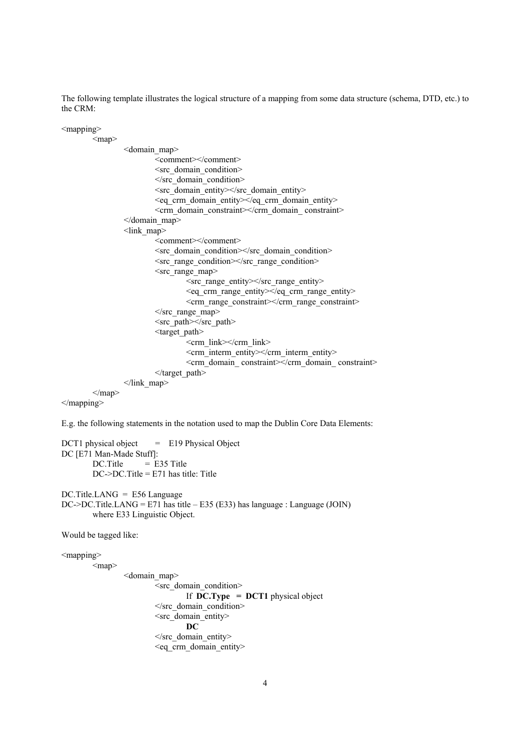The following template illustrates the logical structure of a mapping from some data structure (schema, DTD, etc.) to the CRM:

```
<mapping>
	<map>
		<domain_map>
			<comment></comment>
			<src_domain_condition>
			</src_domain_condition>
			<src_domain_entity></src_domain_entity>
			<eq_crm_domain_entity></eq_crm_domain_entity>
			<crm_domain_constraint></crm_domain_ constraint>
		</domain_map>
		<link_map>
			<comment></comment>
			<src_domain_condition></src_domain_condition>
			<src_range_condition></src_range_condition>
			<src_range_map>
				<src_range_entity></src_range_entity>
				<eq_crm_range_entity></eq_crm_range_entity>
				<crm_range_constraint></crm_range_constraint>
			</src_range_map>
			<src_path></src_path>
			<target_path>
				<crm_link></crm_link>
				<crm_interm_entity></crm_interm_entity>
				<crm_domain_ constraint></crm_domain_ constraint>
			</target_path>
		</link_map>
	</map>
</mapping>
```

E.g. the following statements in the notation used to map the Dublin Core Data Elements:

```
DCT1 physical object	=   E19 Physical Object
DC [E71 Man-Made Stuff]:
	DC.Title	= E35 Title
	DC->DC.Title = E71 has title: Title

DC.Title.LANG  =  E56 Language
DC->DC.Title.LANG = E71 has title – E35 (E33) has language : Language (JOIN)
	where E33 Linguistic Object.
```

Would be tagged like:

```
<mapping>
	<map>
		<domain_map>
			<src_domain_condition>
				If DC.Type  = DCT1 physical object
			</src_domain_condition>
			<src_domain_entity>
				DC
			</src_domain_entity>
			<eq_crm_domain_entity>
```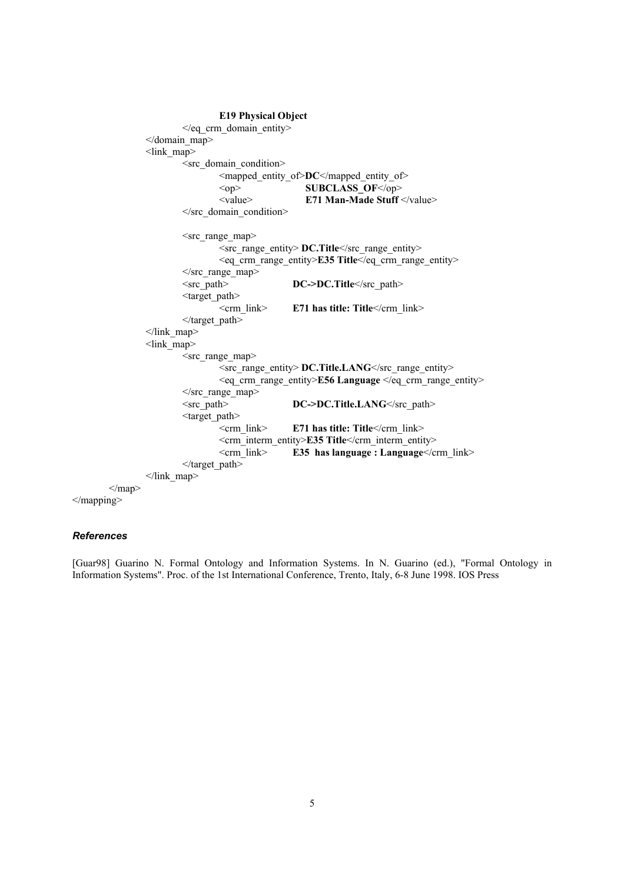```
                    E19 Physical Object
            </eq_crm_domain_entity>
        </domain_map>
        <link_map>
            <src_domain_condition>
                <mapped_entity_of>DC</mapped_entity_of>
                <op>            SUBCLASS_OF</op>
                <value>         E71 Man-Made Stuff </value>
            </src_domain_condition>

            <src_range_map>
                <src_range_entity> DC.Title</src_range_entity>
                <eq_crm_range_entity>E35 Title</eq_crm_range_entity>
            </src_range_map>
            <src_path>          DC->DC.Title</src_path>
            <target_path>
                <crm_link>      E71 has title: Title</crm_link>
            </target_path>
        </link_map>
        <link_map>
            <src_range_map>
                <src_range_entity> DC.Title.LANG</src_range_entity>
                <eq_crm_range_entity>E56 Language </eq_crm_range_entity>
            </src_range_map>
            <src_path>          DC->DC.Title.LANG</src_path>
            <target_path>
                <crm_link>      E71 has title: Title</crm_link>
                <crm_interm_entity>E35 Title</crm_interm_entity>
                <crm_link>      E35  has language : Language</crm_link>
            </target_path>
        </link_map>
    </map>
</mapping>
```

### *References*

[Guar98] Guarino N. Formal Ontology and Information Systems. In N. Guarino (ed.), "Formal Ontology in Information Systems". Proc. of the 1st International Conference, Trento, Italy, 6-8 June 1998. IOS Press